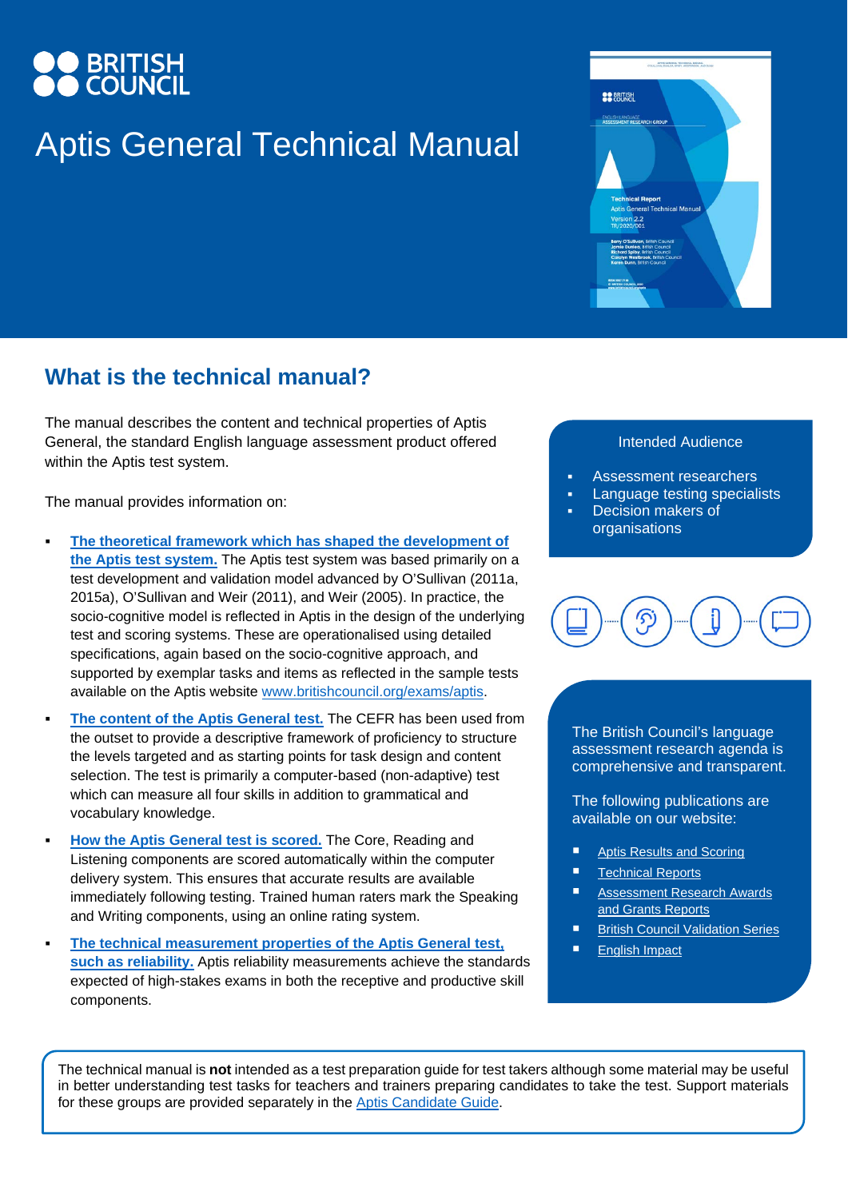BRITISH COUNCIL

# Aptis General Technical Manual

## What is the technical manual?

The manual describes the content and technical properties of Aptis General, the standard English language assessment product offered within the Aptis test system.

The manual provides information on:

- **The theoretical framework which has shaped the development of the Aptis test system.** The Aptis test system was based primarily on a test development and validation model advanced by O'Sullivan (2011a, 2015a), O'Sullivan and Weir (2011), and Weir (2005). In practice, the socio-cognitive model is reflected in Aptis in the design of the underlying test and scoring systems. These are operationalised using detailed specifications, again based on the socio-cognitive approach, and supported by exemplar tasks and items as reflected in the sample tests available on the Aptis website www.britishcouncil.org/exams/aptis.
- **The content of the Aptis General test.** The CEFR has been used from the outset to provide a descriptive framework of proficiency to structure the levels targeted and as starting points for task design and content selection. The test is primarily a computer-based (non-adaptive) test which can measure all four skills in addition to grammatical and vocabulary knowledge.
- **How the Aptis General test is scored.** The Core, Reading and Listening components are scored automatically within the computer delivery system. This ensures that accurate results are available immediately following testing. Trained human raters mark the Speaking and Writing components, using an online rating system.
- **The technical measurement properties of the Aptis General test, such as reliability.** Aptis reliability measurements achieve the standards expected of high-stakes exams in both the receptive and productive skill components.

Intended Audience

- Assessment researchers
- Language testing specialists
- Decision makers of organisations

The British Council's language assessment research agenda is comprehensive and transparent.

The following publications are available on our website:

- Aptis Results and Scoring
- Technical Reports
- Assessment Research Awards and Grants Reports
- British Council Validation Series
- English Impact

The technical manual is **not** intended as a test preparation guide for test takers although some material may be useful in better understanding test tasks for teachers and trainers preparing candidates to take the test. Support materials for these groups are provided separately in the Aptis Candidate Guide.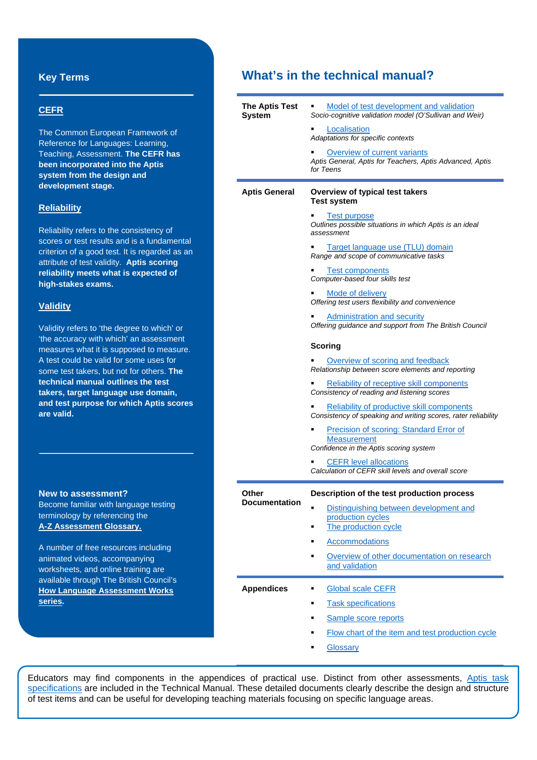## Key Terms

**CEFR**

The Common European Framework of Reference for Languages: Learning, Teaching, Assessment. **The CEFR has been incorporated into the Aptis system from the design and development stage.**

**Reliability**

Reliability refers to the consistency of scores or test results and is a fundamental criterion of a good test. It is regarded as an attribute of test validity. **Aptis scoring reliability meets what is expected of high-stakes exams.**

**Validity**

Validity refers to 'the degree to which' or 'the accuracy with which' an assessment measures what it is supposed to measure. A test could be valid for some uses for some test takers, but not for others. **The technical manual outlines the test takers, target language use domain, and test purpose for which Aptis scores are valid.**

**New to assessment?**

Become familiar with language testing terminology by referencing the **A-Z Assessment Glossary.**

A number of free resources including animated videos, accompanying worksheets, and online training are available through The British Council's **How Language Assessment Works series**.

## What's in the technical manual?

**The Aptis Test System**

- Model of test development and validation
  *Socio-cognitive validation model (O'Sullivan and Weir)*
- Localisation
  *Adaptations for specific contexts*
- Overview of current variants
  *Aptis General, Aptis for Teachers, Aptis Advanced, Aptis for Teens*

**Aptis General**

**Overview of typical test takers**
**Test system**

- Test purpose
  *Outlines possible situations in which Aptis is an ideal assessment*
- Target language use (TLU) domain
  *Range and scope of communicative tasks*
- Test components
  *Computer-based four skills test*
- Mode of delivery
  *Offering test users flexibility and convenience*
- Administration and security
  *Offering guidance and support from The British Council*

**Scoring**

- Overview of scoring and feedback
  *Relationship between score elements and reporting*
- Reliability of receptive skill components
  *Consistency of reading and listening scores*
- Reliability of productive skill components
  *Consistency of speaking and writing scores, rater reliability*
- Precision of scoring: Standard Error of Measurement
  *Confidence in the Aptis scoring system*
- CEFR level allocations
  *Calculation of CEFR skill levels and overall score*

**Other Documentation**

**Description of the test production process**

- Distinguishing between development and production cycles
- The production cycle
- Accommodations
- Overview of other documentation on research and validation

**Appendices**

- Global scale CEFR
- Task specifications
- Sample score reports
- Flow chart of the item and test production cycle
- Glossary

Educators may find components in the appendices of practical use. Distinct from other assessments, Aptis task specifications are included in the Technical Manual. These detailed documents clearly describe the design and structure of test items and can be useful for developing teaching materials focusing on specific language areas.